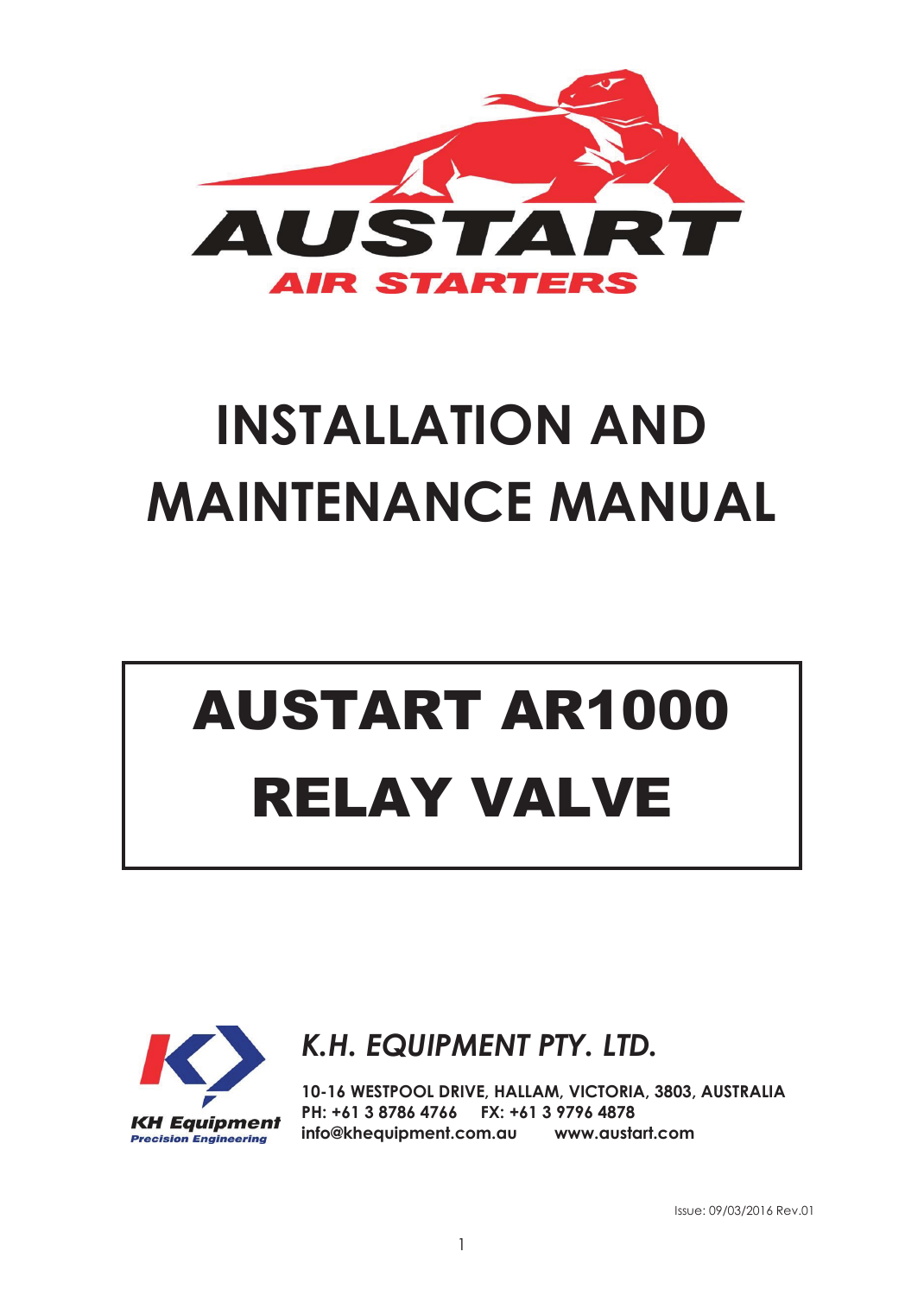AUSTART

AIR STARTERS

# INSTALLATION AND MAINTENANCE MANUAL

# AUSTART AR1000 RELAY VALVE

KH Equipment
Precision Engineering

*K.H. EQUIPMENT PTY. LTD.*

**10-16 WESTPOOL DRIVE, HALLAM, VICTORIA, 3803, AUSTRALIA**
**PH: +61 3 8786 4766 FX: +61 3 9796 4878**
**info@khequipment.com.au www.austart.com**

Issue: 09/03/2016 Rev.01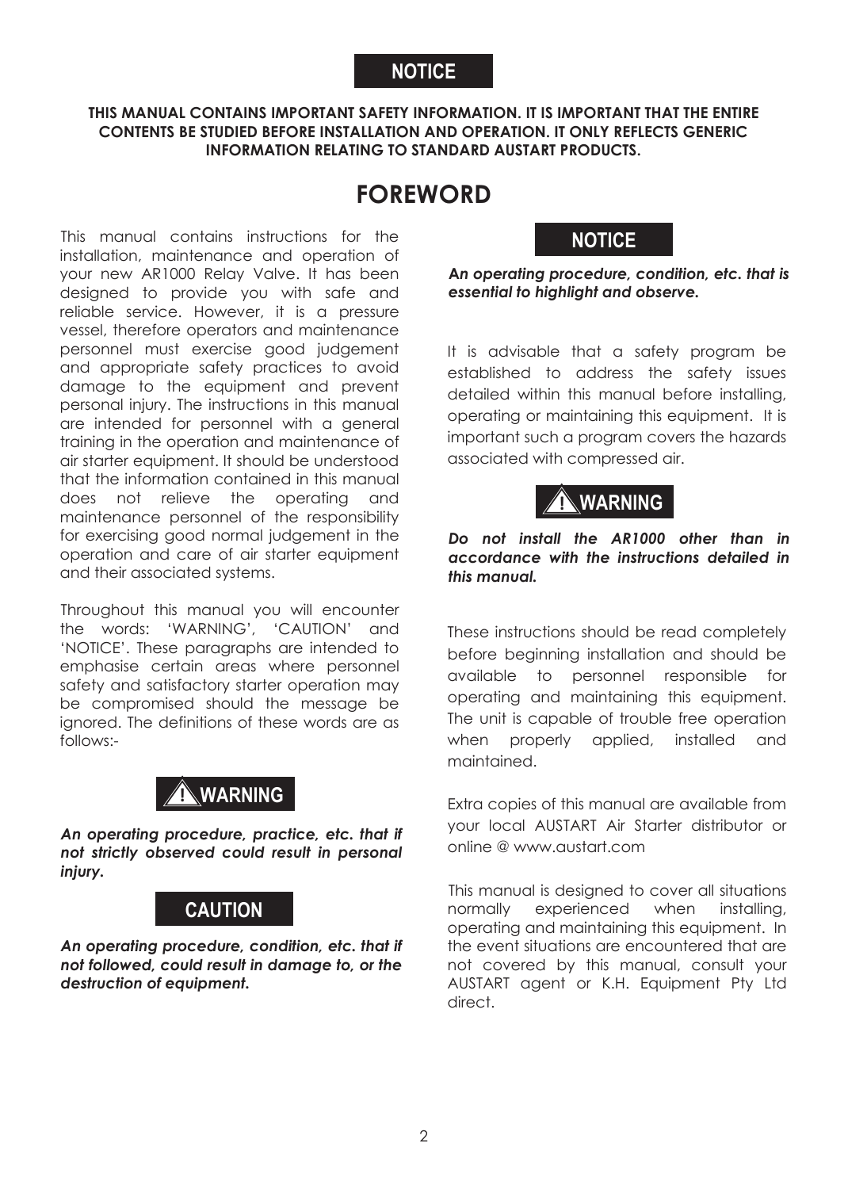**NOTICE**

**THIS MANUAL CONTAINS IMPORTANT SAFETY INFORMATION. IT IS IMPORTANT THAT THE ENTIRE CONTENTS BE STUDIED BEFORE INSTALLATION AND OPERATION. IT ONLY REFLECTS GENERIC INFORMATION RELATING TO STANDARD AUSTART PRODUCTS.**

# FOREWORD

This manual contains instructions for the installation, maintenance and operation of your new AR1000 Relay Valve. It has been designed to provide you with safe and reliable service. However, it is a pressure vessel, therefore operators and maintenance personnel must exercise good judgement and appropriate safety practices to avoid damage to the equipment and prevent personal injury. The instructions in this manual are intended for personnel with a general training in the operation and maintenance of air starter equipment. It should be understood that the information contained in this manual does not relieve the operating and maintenance personnel of the responsibility for exercising good normal judgement in the operation and care of air starter equipment and their associated systems.

Throughout this manual you will encounter the words: 'WARNING', 'CAUTION' and 'NOTICE'. These paragraphs are intended to emphasise certain areas where personnel safety and satisfactory starter operation may be compromised should the message be ignored. The definitions of these words are as follows:-

**⚠ WARNING**

***An operating procedure, practice, etc. that if not strictly observed could result in personal injury.***

**CAUTION**

***An operating procedure, condition, etc. that if not followed, could result in damage to, or the destruction of equipment.***

**NOTICE**

***An operating procedure, condition, etc. that is essential to highlight and observe.***

It is advisable that a safety program be established to address the safety issues detailed within this manual before installing, operating or maintaining this equipment. It is important such a program covers the hazards associated with compressed air.

**⚠ WARNING**

***Do not install the AR1000 other than in accordance with the instructions detailed in this manual.***

These instructions should be read completely before beginning installation and should be available to personnel responsible for operating and maintaining this equipment. The unit is capable of trouble free operation when properly applied, installed and maintained.

Extra copies of this manual are available from your local AUSTART Air Starter distributor or online @ www.austart.com

This manual is designed to cover all situations normally experienced when installing, operating and maintaining this equipment. In the event situations are encountered that are not covered by this manual, consult your AUSTART agent or K.H. Equipment Pty Ltd direct.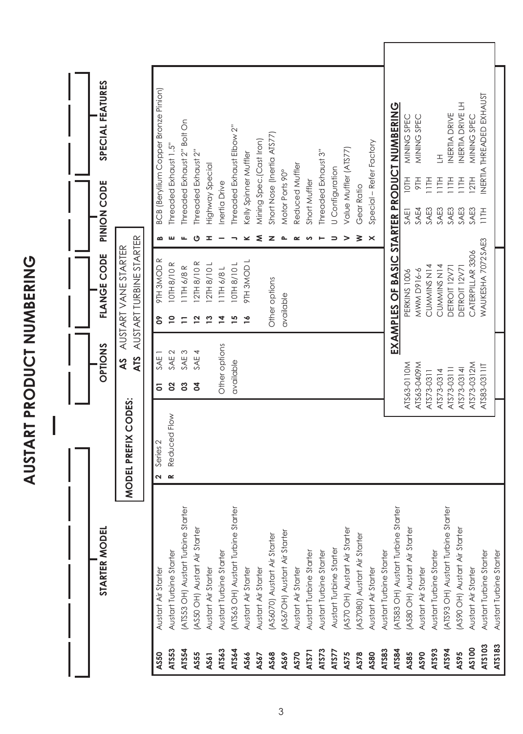# AUSTART PRODUCT NUMBERING

| STARTER MODEL | | OPTIONS | FLANGE CODE | PINION CODE | SPECIAL FEATURES |
|---|---|---|---|---|---|

**MODEL PREFIX CODES:**

- **AS** AUSTART VANE STARTER
- **ATS** AUSTART TURBINE STARTER

## STARTER MODEL

| Model | Description |
|---|---|
| **AS50** | Austart Air Starter |
| **ATS53** | Austart Turbine Starter |
| **ATS54** | (ATS53 OH) Austart Turbine Starter |
| **AS55** | (AS50 OH) Austart Air Starter |
| **AS61** | Austart Air Starter |
| **ATS63** | Austart Turbine Starter |
| **ATS64** | (ATS63 OH) Austart Turbine Starter |
| **AS66** | Austart Air Starter |
| **AS67** | Austart Air Starter |
| **AS68** | (AS6070) Austart Air Starter |
| **AS69** | (AS67OH) Austart Air Starter |
| **AS70** | Austart Air Starter |
| **ATS71** | Austart Turbine Starter |
| **ATS73** | Austart Turbine Starter |
| **ATS77** | Austart Turbine Starter |
| **AS75** | (AS70 OH) Austart Air Starter |
| **AS78** | (AS7080) Austart Air Starter |
| **AS80** | Austart Air Starter |
| **ATS83** | Austart Turbine Starter |
| **ATS84** | (ATS83 OH) Austart Turbine Starter |
| **AS85** | (AS80 OH) Austart Air Starter |
| **AS90** | Austart Air Starter |
| **ATS93** | Austart Turbine Starter |
| **ATS94** | (ATS93 OH) Austart Turbine Starter |
| **AS95** | (AS90 OH) Austart Air Starter |
| **AS100** | Austart Air Starter |
| **ATS103** | Austart Turbine Starter |
| **ATS183** | Austart Turbine Starter |

## SERIES

| Code | Description |
|---|---|
| **2** | Series 2 |
| **R** | Reduced Flow |

## OPTIONS

| Code | Description |
|---|---|
| **01** | SAE 1 |
| **02** | SAE 2 |
| **03** | SAE 3 |
| **04** | SAE 4 |
| | Other options available |

## FLANGE CODE

| Code | Description |
|---|---|
| **09** | 9TH 3MOD R |
| **10** | 10TH 8/10 R |
| **11** | 11TH 6/8 R |
| **12** | 12TH 8/10 R |
| **13** | 12TH 8/10 L |
| **14** | 11TH 6/8 L |
| **15** | 10TH 8/10 L |
| **16** | 9TH 3MOD L |
| | Other options available |

## SPECIAL FEATURES

| Code | Description |
|---|---|
| **B** | BCB (Beryllium Copper Bronze Pinion) |
| **E** | Threaded Exhaust 1.5" |
| **F** | Threaded Exhaust 2" Bolt On |
| **G** | Threaded Exhaust 2" |
| **H** | Highway Special |
| **I** | Inertia Drive |
| **J** | Threaded Exhaust Elbow 2" |
| **K** | Kelly Spinner Muffler |
| **M** | Mining Spec.(Cast Iron) |
| **N** | Short Nose (Inertia ATS77) |
| **P** | Motor Ports 90° |
| **R** | Reduced Muffler |
| **S** | Short Muffler |
| **T** | Threaded Exhaust 3" |
| **U** | U Configuration |
| **V** | Value Muffler (ATS77) |
| **W** | Gear Ratio |
| **X** | Special – Refer Factory |

## EXAMPLES OF BASIC STARTER PRODUCT NUMBERING

| Product Number | Engine | Options | Pinion | Features |
|---|---|---|---|---|
| ATS63-0110M | PERKINS 1006 | SAE1 | 10TH | MINING SPEC |
| ATS63-0409M | MWM D916-6 | SAE4 | 9TH | MINING SPEC |
| ATS73-0311 | CUMMINS N14 | SAE3 | 11TH | |
| ATS73-0314 | CUMMINS N14 | SAE3 | 11TH | LH |
| ATS73-0311I | DETROIT 12V71 | SAE3 | 11TH | INERTIA DRIVE |
| ATS73-0314I | DETROIT 12V71 | SAE3 | 11TH | INERTIA DRIVE LH |
| ATS73-0312M | CATERPILLAR 3306 | SAE3 | 12TH | MINING SPEC |
| ATS83-0311IT | WAUKESHA 7072SAE3 | 11TH | INERTIA THREADED EXHAUST | |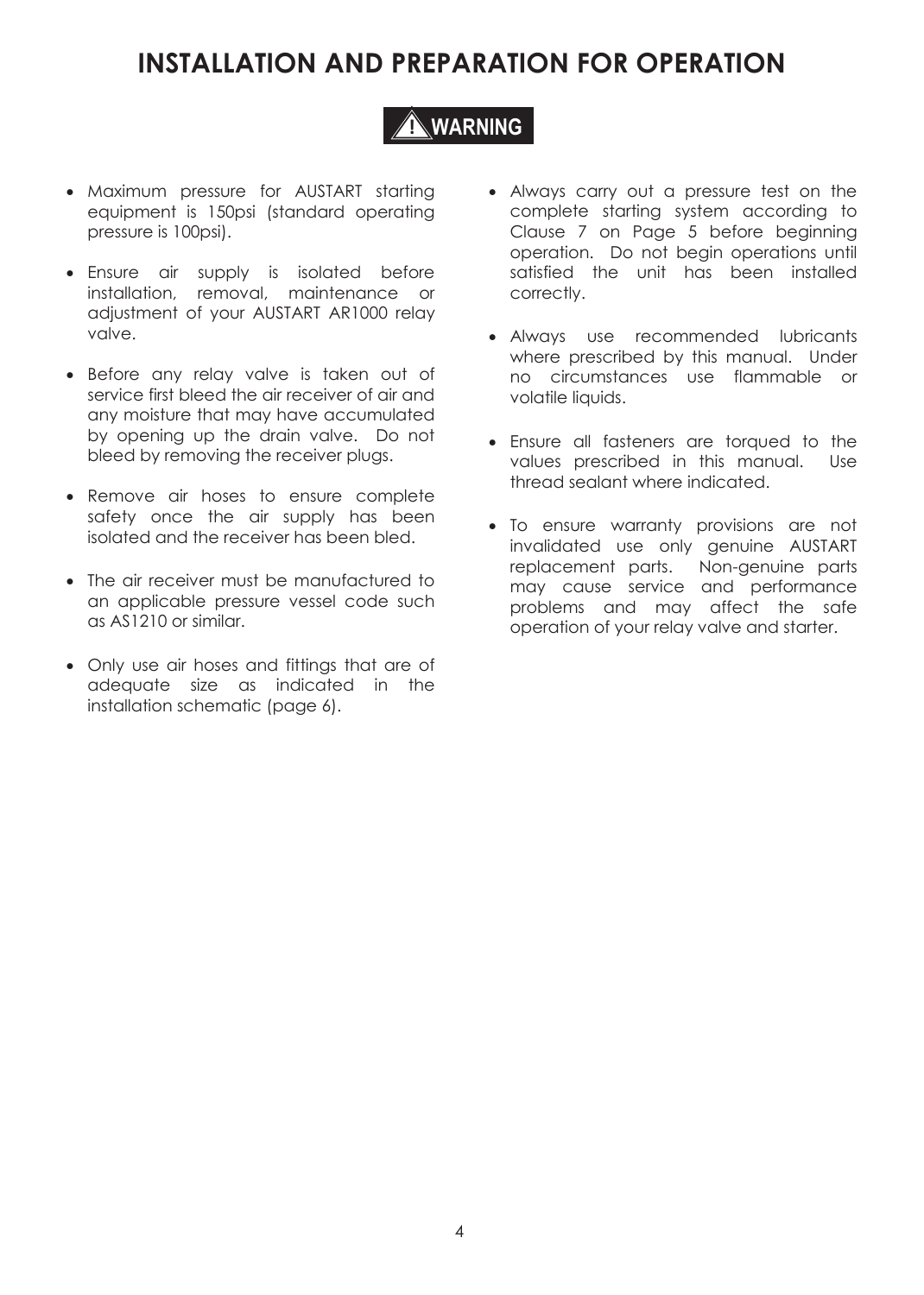# INSTALLATION AND PREPARATION FOR OPERATION

**⚠ WARNING**

- Maximum pressure for AUSTART starting equipment is 150psi (standard operating pressure is 100psi).
- Ensure air supply is isolated before installation, removal, maintenance or adjustment of your AUSTART AR1000 relay valve.
- Before any relay valve is taken out of service first bleed the air receiver of air and any moisture that may have accumulated by opening up the drain valve. Do not bleed by removing the receiver plugs.
- Remove air hoses to ensure complete safety once the air supply has been isolated and the receiver has been bled.
- The air receiver must be manufactured to an applicable pressure vessel code such as AS1210 or similar.
- Only use air hoses and fittings that are of adequate size as indicated in the installation schematic (page 6).
- Always carry out a pressure test on the complete starting system according to Clause 7 on Page 5 before beginning operation. Do not begin operations until satisfied the unit has been installed correctly.
- Always use recommended lubricants where prescribed by this manual. Under no circumstances use flammable or volatile liquids.
- Ensure all fasteners are torqued to the values prescribed in this manual. Use thread sealant where indicated.
- To ensure warranty provisions are not invalidated use only genuine AUSTART replacement parts. Non-genuine parts may cause service and performance problems and may affect the safe operation of your relay valve and starter.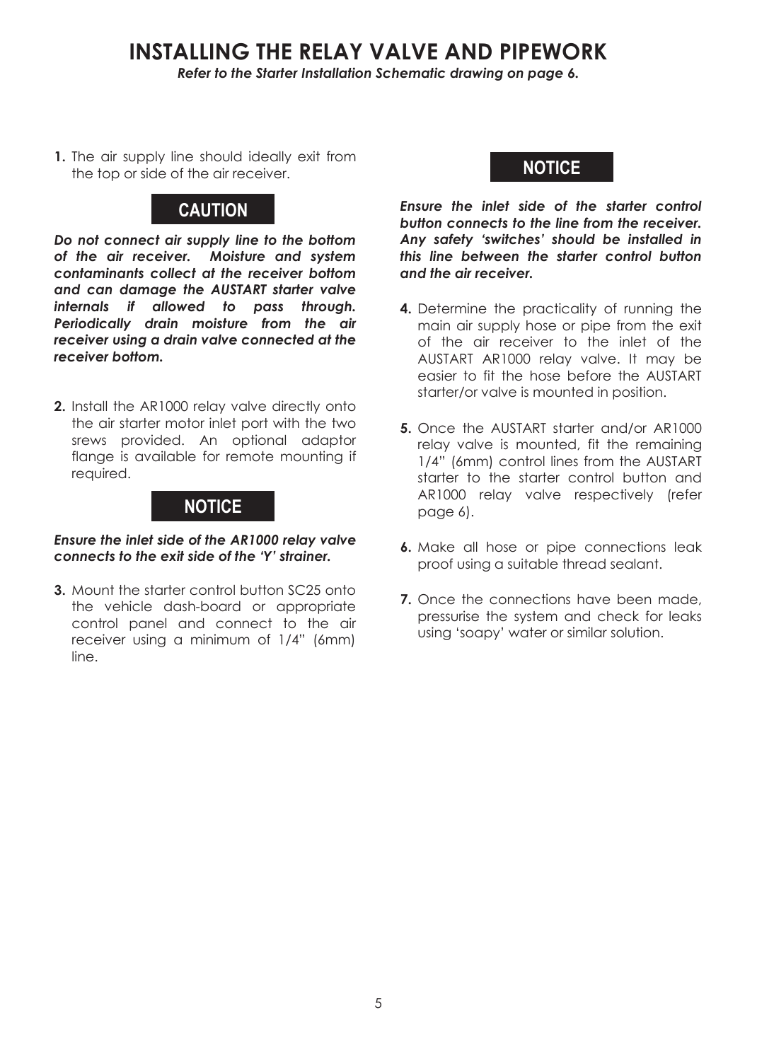# INSTALLING THE RELAY VALVE AND PIPEWORK

***Refer to the Starter Installation Schematic drawing on page 6.***

**1.** The air supply line should ideally exit from the top or side of the air receiver.

## CAUTION

***Do not connect air supply line to the bottom of the air receiver. Moisture and system contaminants collect at the receiver bottom and can damage the AUSTART starter valve internals if allowed to pass through. Periodically drain moisture from the air receiver using a drain valve connected at the receiver bottom.***

**2.** Install the AR1000 relay valve directly onto the air starter motor inlet port with the two srews provided. An optional adaptor flange is available for remote mounting if required.

## NOTICE

***Ensure the inlet side of the AR1000 relay valve connects to the exit side of the 'Y' strainer.***

**3.** Mount the starter control button SC25 onto the vehicle dash-board or appropriate control panel and connect to the air receiver using a minimum of 1/4" (6mm) line.

## NOTICE

***Ensure the inlet side of the starter control button connects to the line from the receiver. Any safety 'switches' should be installed in this line between the starter control button and the air receiver.***

**4.** Determine the practicality of running the main air supply hose or pipe from the exit of the air receiver to the inlet of the AUSTART AR1000 relay valve. It may be easier to fit the hose before the AUSTART starter/or valve is mounted in position.

**5.** Once the AUSTART starter and/or AR1000 relay valve is mounted, fit the remaining 1/4" (6mm) control lines from the AUSTART starter to the starter control button and AR1000 relay valve respectively (refer page 6).

**6.** Make all hose or pipe connections leak proof using a suitable thread sealant.

**7.** Once the connections have been made, pressurise the system and check for leaks using 'soapy' water or similar solution.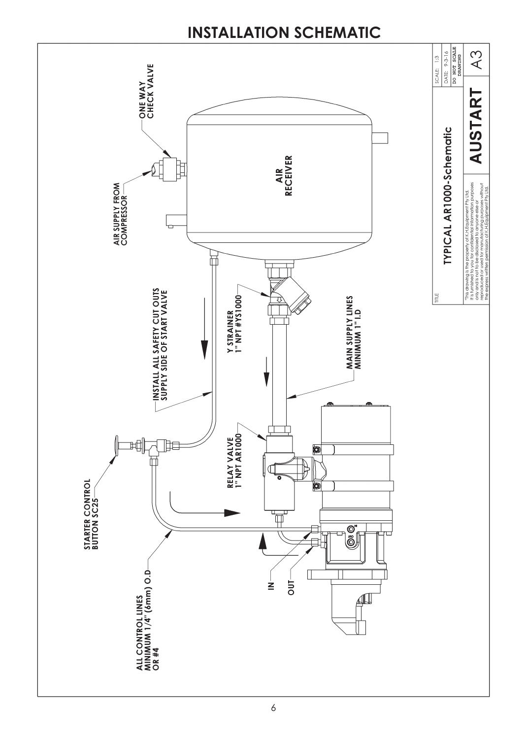# INSTALLATION SCHEMATIC

AIR SUPPLY FROM COMPRESSOR

ONE WAY CHECK VALVE

AIR RECEIVER

INSTALL ALL SAFETY CUT OUTS SUPPLY SIDE OF START VALVE

Y STRAINER 1" NPT #YS1000

MAIN SUPPLY LINES MINIMUM 1" I.D

STARTER CONTROL BUTTON SC25

RELAY VALVE 1" NPT AR1000

ALL CONTROL LINES MINIMUM 1/4" (6mm) O.D OR #4

IN

OUT

| TITLE | SCALE: 1:3 |
|---|---|
| TYPICAL AR1000-Schematic | DATE: 9-3-16 |
| | DO NOT SCALE DRAWING |
| "This drawing is the property of K.H.Equipment Pty Ltd. It is furnished to you for confidential information purposes only and is not to be disclosed to anyone else or reproduced or used for manufacturing purposes without the express written permission of K.H.Equipment Pty Ltd. | AUSTART A3 |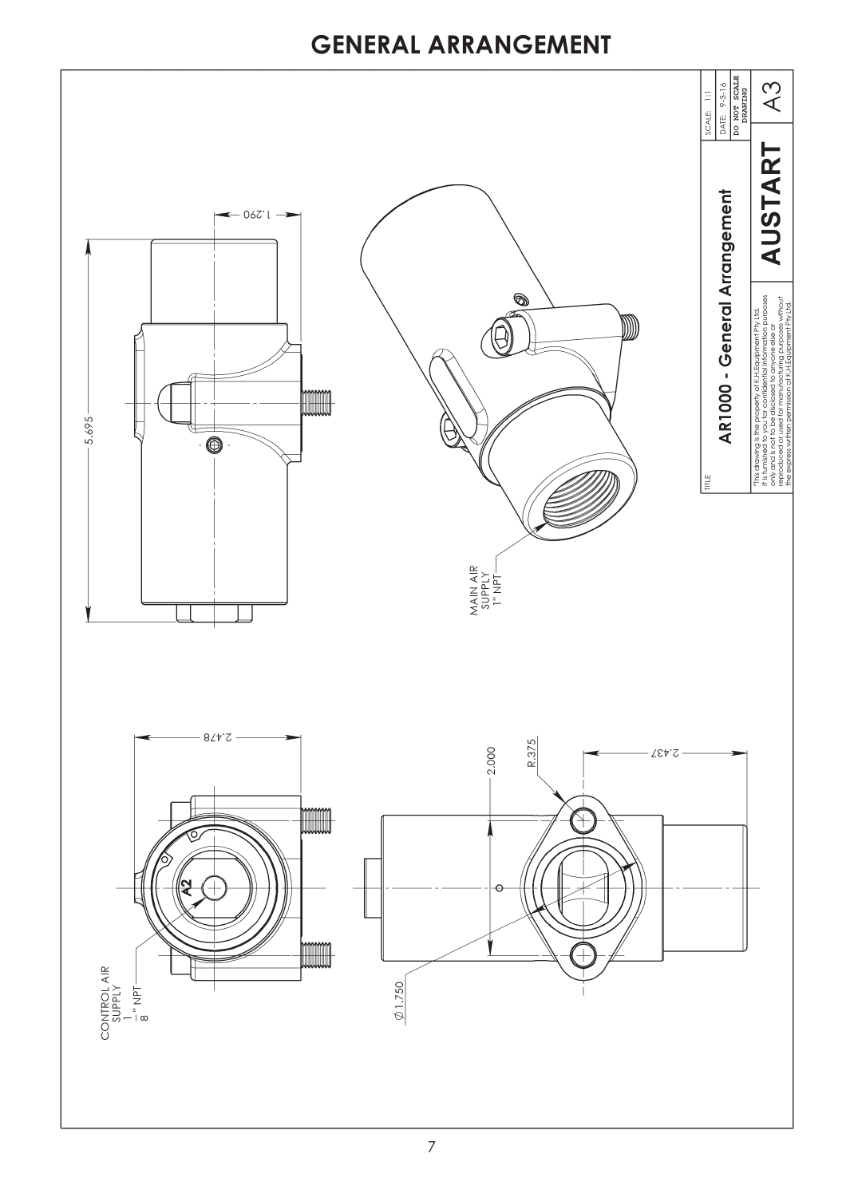# GENERAL ARRANGEMENT

5.695

1.290

2.478

2.000

R.375

2.437

MAIN AIR SUPPLY 1" NPT

CONTROL AIR SUPPLY $\frac{1}{8}$" NPT

A2

$\varnothing$1.750

TITLE

**AR1000 - General Arrangement**

"This drawing is the property of K.H.Equipment Pty Ltd. It is furnished to you for confidential information purposes only and is not to be disclosed to anyone else or reproduced or used for manufacturing purposes without the express written permission of K.H.Equipment Pty Ltd.

**AUSTART**

SCALE: 1:1

DATE: 9-3-16

**DO NOT SCALE DRAWING**

A3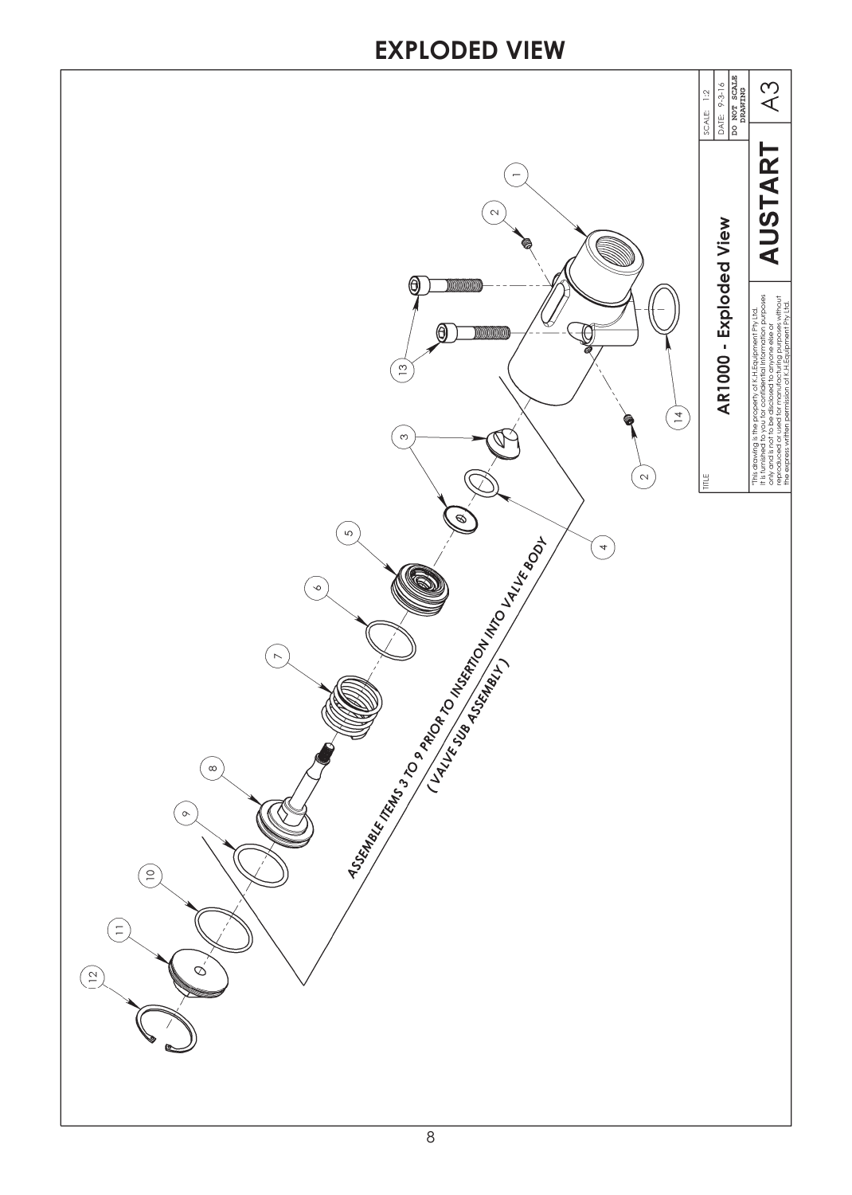# EXPLODED VIEW

ASSEMBLE ITEMS 3 TO 9 PRIOR TO INSERTION INTO VALVE BODY
( VALVE SUB ASSEMBLY )

1 2 2 3 4 5 6 7 8 9 10 11 12 13 14

| TITLE | SCALE: 1:2 |
| --- | --- |
| AR1000 - Exploded View | DATE: 9-3-16 |
| | DO NOT SCALE DRAWING |
| "This drawing is the property of K.H.Equipment Pty Ltd. It is furnished to you for confidential information purposes only and is not to be disclosed to anyone else or reproduced or used for manufacturing purposes without the express written permission of K.H.Equipment Pty Ltd. | AUSTART A3 |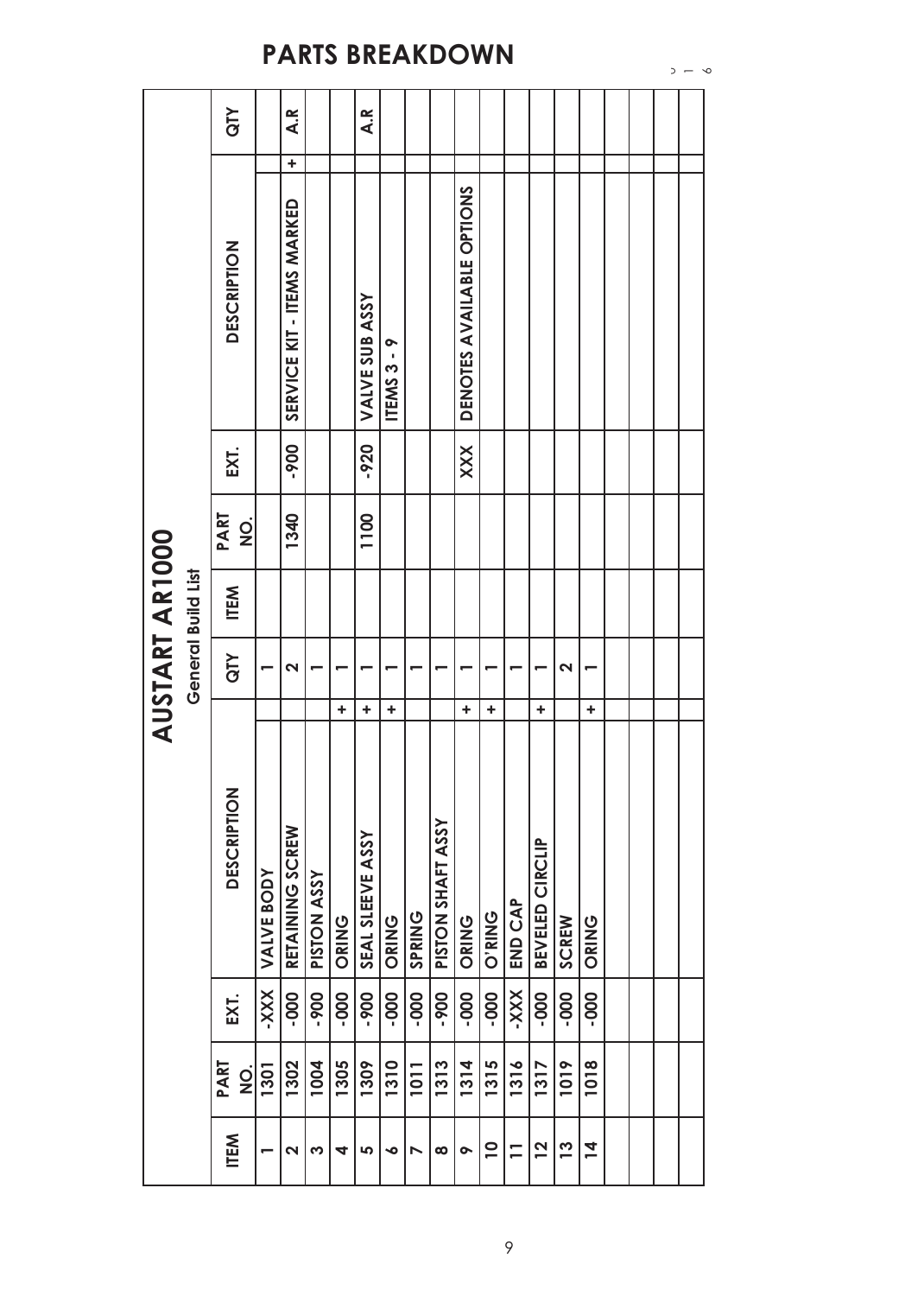# PARTS BREAKDOWN

## AUSTART AR1000

### General Build List

| ITEM | PART NO. | EXT. | DESCRIPTION | | QTY |
|---|---|---|---|---|---|
| 1 | 1301 | -XXX | VALVE BODY | | 1 |
| 2 | 1302 | -000 | RETAINING SCREW | | 2 |
| 3 | 1004 | -900 | PISTON ASSY | | 1 |
| 4 | 1305 | -000 | ORING | + | 1 |
| 5 | 1309 | -900 | SEAL SLEEVE ASSY | + | 1 |
| 6 | 1310 | -000 | ORING | + | 1 |
| 7 | 1011 | -000 | SPRING | | 1 |
| 8 | 1313 | -900 | PISTON SHAFT ASSY | | 1 |
| 9 | 1314 | -000 | ORING | + | 1 |
| 10 | 1315 | -000 | O'RING | + | 1 |
| 11 | 1316 | -XXX | END CAP | | 1 |
| 12 | 1317 | -000 | BEVELED CIRCLIP | + | 1 |
| 13 | 1019 | -000 | SCREW | | 2 |
| 14 | 1018 | -000 | ORING | + | 1 |

| ITEM | PART NO. | EXT. | DESCRIPTION | | QTY |
|---|---|---|---|---|---|
| | 1340 | -900 | SERVICE KIT - ITEMS MARKED | + | A.R |
| | 1100 | -920 | VALVE SUB ASSY | | A.R |
| | | | ITEMS 3 - 9 | | |
| | | XXX | DENOTES AVAILABLE OPTIONS | | |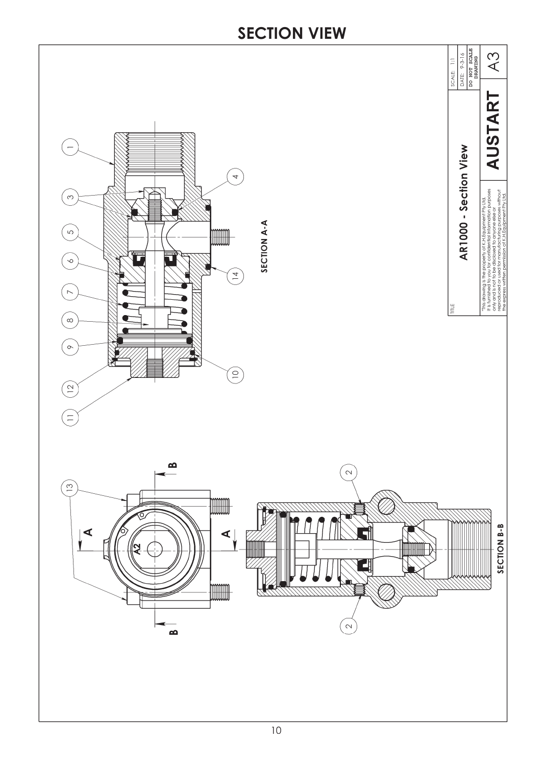# SECTION VIEW

SECTION A-A

SECTION B-B

| | |
|---|---|
| TITLE | SCALE: 1:1 |
| **AR1000 - Section View** | DATE: 9-3-16 |
| | DO NOT SCALE DRAWING |
| "This drawing is the property of K.H.Equipment Pty Ltd. It is furnished to you for confidential information purposes only and is not to be disclosed to anyone else or reproduced or used for manufacturing purposes without the express written permission of K.H.Equipment Pty Ltd. | **AUSTART** |
| | A3 |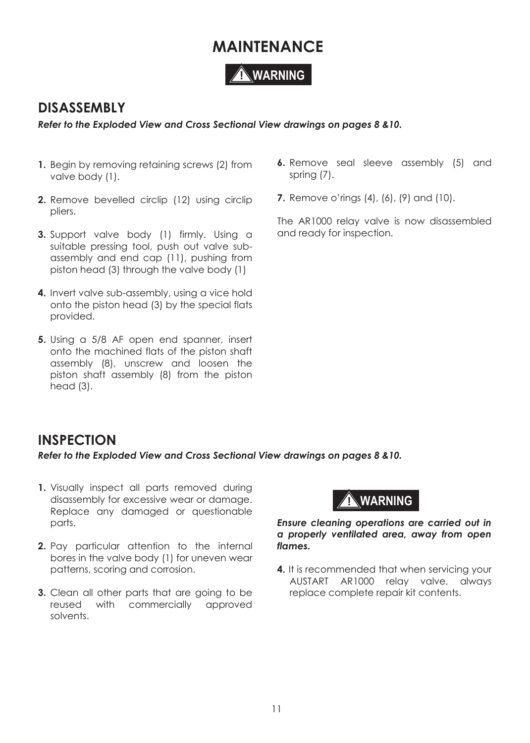# MAINTENANCE

**⚠ WARNING**

## DISASSEMBLY

***Refer to the Exploded View and Cross Sectional View drawings on pages 8 &10.***

1. Begin by removing retaining screws (2) from valve body (1).
2. Remove bevelled circlip (12) using circlip pliers.
3. Support valve body (1) firmly. Using a suitable pressing tool, push out valve sub-assembly and end cap (11), pushing from piston head (3) through the valve body (1)
4. Invert valve sub-assembly, using a vice hold onto the piston head (3) by the special flats provided.
5. Using a 5/8 AF open end spanner, insert onto the machined flats of the piston shaft assembly (8), unscrew and loosen the piston shaft assembly (8) from the piston head (3).
6. Remove seal sleeve assembly (5) and spring (7).
7. Remove o'rings (4), (6), (9) and (10).

The AR1000 relay valve is now disassembled and ready for inspection.

## INSPECTION

***Refer to the Exploded View and Cross Sectional View drawings on pages 8 &10.***

1. Visually inspect all parts removed during disassembly for excessive wear or damage. Replace any damaged or questionable parts.
2. Pay particular attention to the internal bores in the valve body (1) for uneven wear patterns, scoring and corrosion.
3. Clean all other parts that are going to be reused with commercially approved solvents.

**⚠ WARNING**

***Ensure cleaning operations are carried out in a properly ventilated area, away from open flames.***

4. It is recommended that when servicing your AUSTART AR1000 relay valve, always replace complete repair kit contents.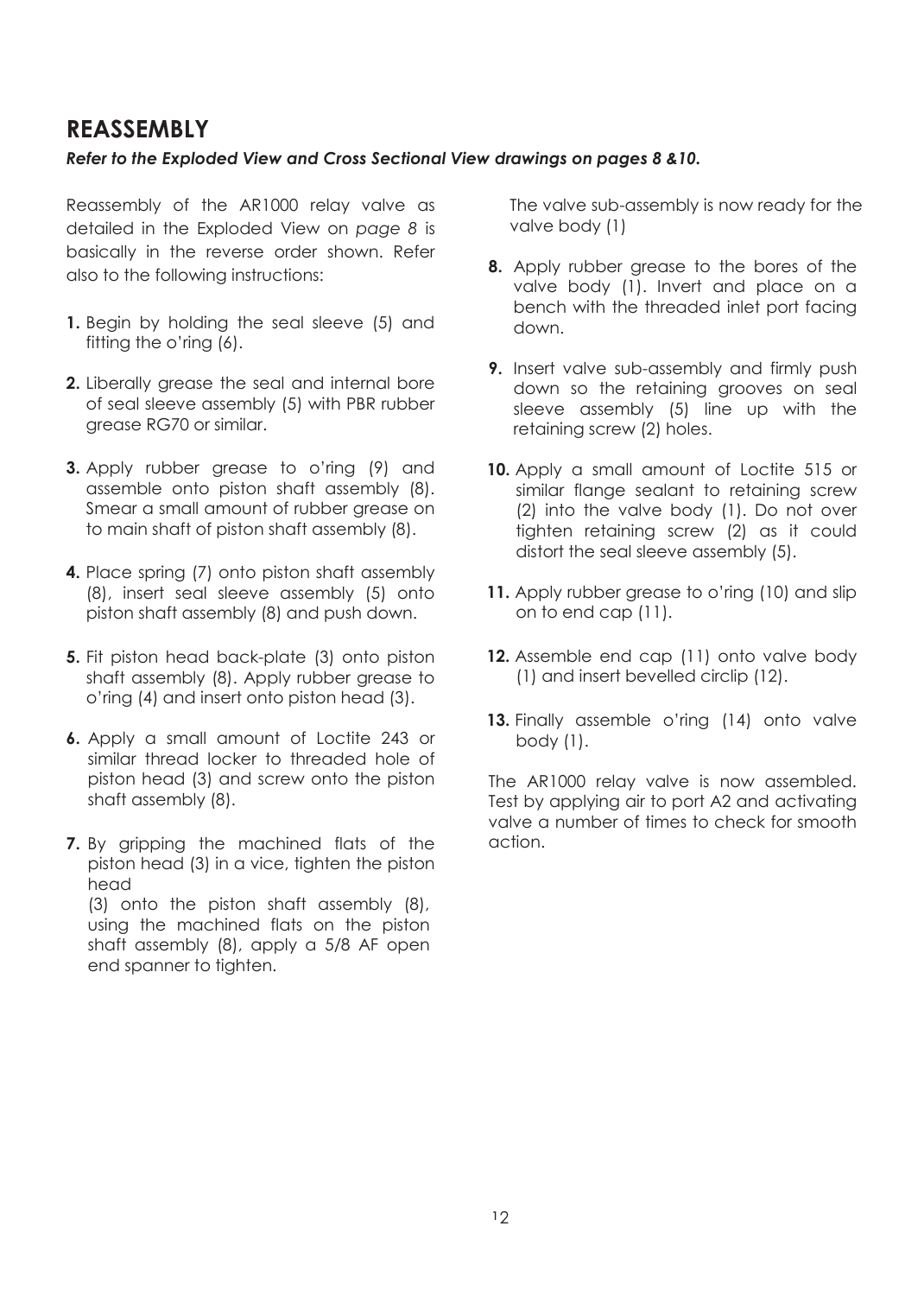## REASSEMBLY

***Refer to the Exploded View and Cross Sectional View drawings on pages 8 &10.***

Reassembly of the AR1000 relay valve as detailed in the Exploded View on *page 8* is basically in the reverse order shown. Refer also to the following instructions:

**1.** Begin by holding the seal sleeve (5) and fitting the o'ring (6).

**2.** Liberally grease the seal and internal bore of seal sleeve assembly (5) with PBR rubber grease RG70 or similar.

**3.** Apply rubber grease to o'ring (9) and assemble onto piston shaft assembly (8). Smear a small amount of rubber grease on to main shaft of piston shaft assembly (8).

**4.** Place spring (7) onto piston shaft assembly (8), insert seal sleeve assembly (5) onto piston shaft assembly (8) and push down.

**5.** Fit piston head back-plate (3) onto piston shaft assembly (8). Apply rubber grease to o'ring (4) and insert onto piston head (3).

**6.** Apply a small amount of Loctite 243 or similar thread locker to threaded hole of piston head (3) and screw onto the piston shaft assembly (8).

**7.** By gripping the machined flats of the piston head (3) in a vice, tighten the piston head
(3) onto the piston shaft assembly (8), using the machined flats on the piston shaft assembly (8), apply a 5/8 AF open end spanner to tighten.

The valve sub-assembly is now ready for the valve body (1)

**8.** Apply rubber grease to the bores of the valve body (1). Invert and place on a bench with the threaded inlet port facing down.

**9.** Insert valve sub-assembly and firmly push down so the retaining grooves on seal sleeve assembly (5) line up with the retaining screw (2) holes.

**10.** Apply a small amount of Loctite 515 or similar flange sealant to retaining screw (2) into the valve body (1). Do not over tighten retaining screw (2) as it could distort the seal sleeve assembly (5).

**11.** Apply rubber grease to o'ring (10) and slip on to end cap (11).

**12.** Assemble end cap (11) onto valve body (1) and insert bevelled circlip (12).

**13.** Finally assemble o'ring (14) onto valve body (1).

The AR1000 relay valve is now assembled. Test by applying air to port A2 and activating valve a number of times to check for smooth action.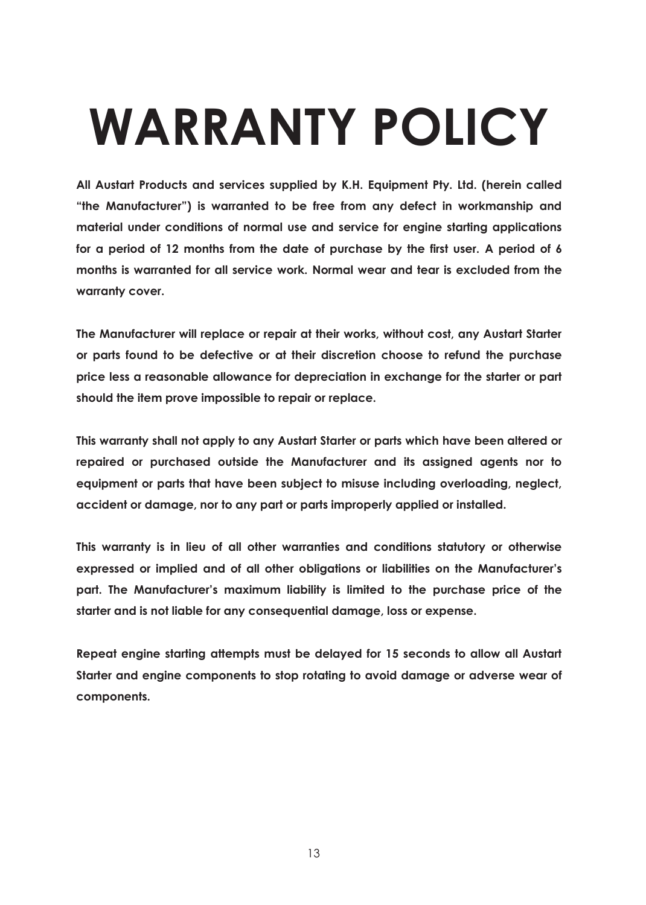# WARRANTY POLICY

**All Austart Products and services supplied by K.H. Equipment Pty. Ltd. (herein called "the Manufacturer") is warranted to be free from any defect in workmanship and material under conditions of normal use and service for engine starting applications for a period of 12 months from the date of purchase by the first user. A period of 6 months is warranted for all service work. Normal wear and tear is excluded from the warranty cover.**

**The Manufacturer will replace or repair at their works, without cost, any Austart Starter or parts found to be defective or at their discretion choose to refund the purchase price less a reasonable allowance for depreciation in exchange for the starter or part should the item prove impossible to repair or replace.**

**This warranty shall not apply to any Austart Starter or parts which have been altered or repaired or purchased outside the Manufacturer and its assigned agents nor to equipment or parts that have been subject to misuse including overloading, neglect, accident or damage, nor to any part or parts improperly applied or installed.**

**This warranty is in lieu of all other warranties and conditions statutory or otherwise expressed or implied and of all other obligations or liabilities on the Manufacturer's part. The Manufacturer's maximum liability is limited to the purchase price of the starter and is not liable for any consequential damage, loss or expense.**

**Repeat engine starting attempts must be delayed for 15 seconds to allow all Austart Starter and engine components to stop rotating to avoid damage or adverse wear of components.**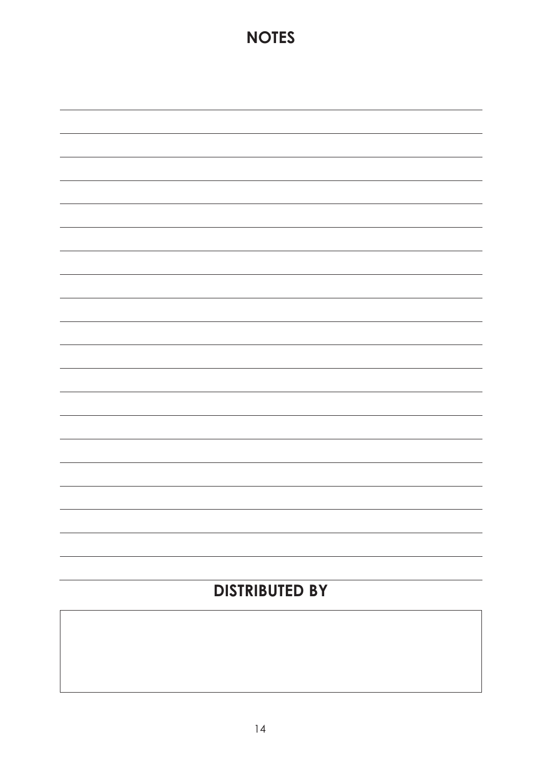# NOTES

# DISTRIBUTED BY